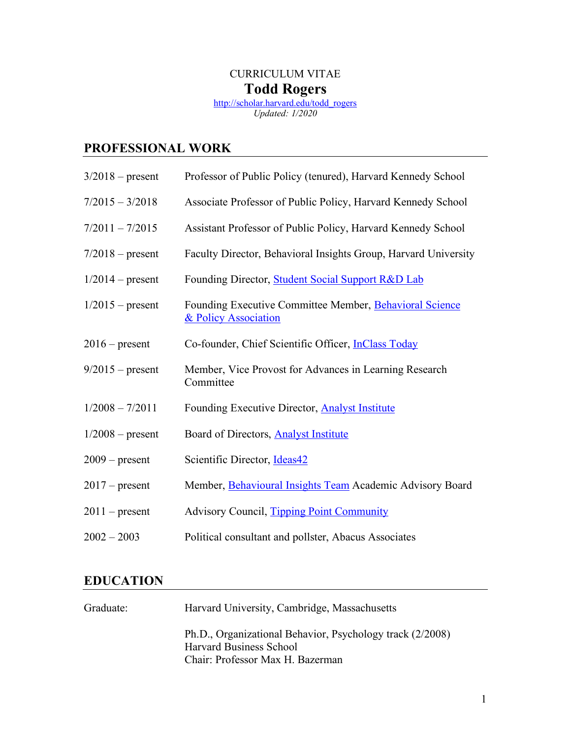CURRICULUM VITAE

# Todd Rogers

http://scholar.harvard.edu/todd_rogers

*Updated: 1/2020*

## PROFESSIONAL WORK

| | |
|---|---|
| 3/2018 – present | Professor of Public Policy (tenured), Harvard Kennedy School |
| 7/2015 – 3/2018 | Associate Professor of Public Policy, Harvard Kennedy School |
| 7/2011 – 7/2015 | Assistant Professor of Public Policy, Harvard Kennedy School |
| 7/2018 – present | Faculty Director, Behavioral Insights Group, Harvard University |
| 1/2014 – present | Founding Director, Student Social Support R&D Lab |
| 1/2015 – present | Founding Executive Committee Member, Behavioral Science & Policy Association |
| 2016 – present | Co-founder, Chief Scientific Officer, InClass Today |
| 9/2015 – present | Member, Vice Provost for Advances in Learning Research Committee |
| 1/2008 – 7/2011 | Founding Executive Director, Analyst Institute |
| 1/2008 – present | Board of Directors, Analyst Institute |
| 2009 – present | Scientific Director, Ideas42 |
| 2017 – present | Member, Behavioural Insights Team Academic Advisory Board |
| 2011 – present | Advisory Council, Tipping Point Community |
| 2002 – 2003 | Political consultant and pollster, Abacus Associates |

## EDUCATION

| | |
|---|---|
| Graduate: | Harvard University, Cambridge, Massachusetts |
| | Ph.D., Organizational Behavior, Psychology track (2/2008)<br>Harvard Business School<br>Chair: Professor Max H. Bazerman |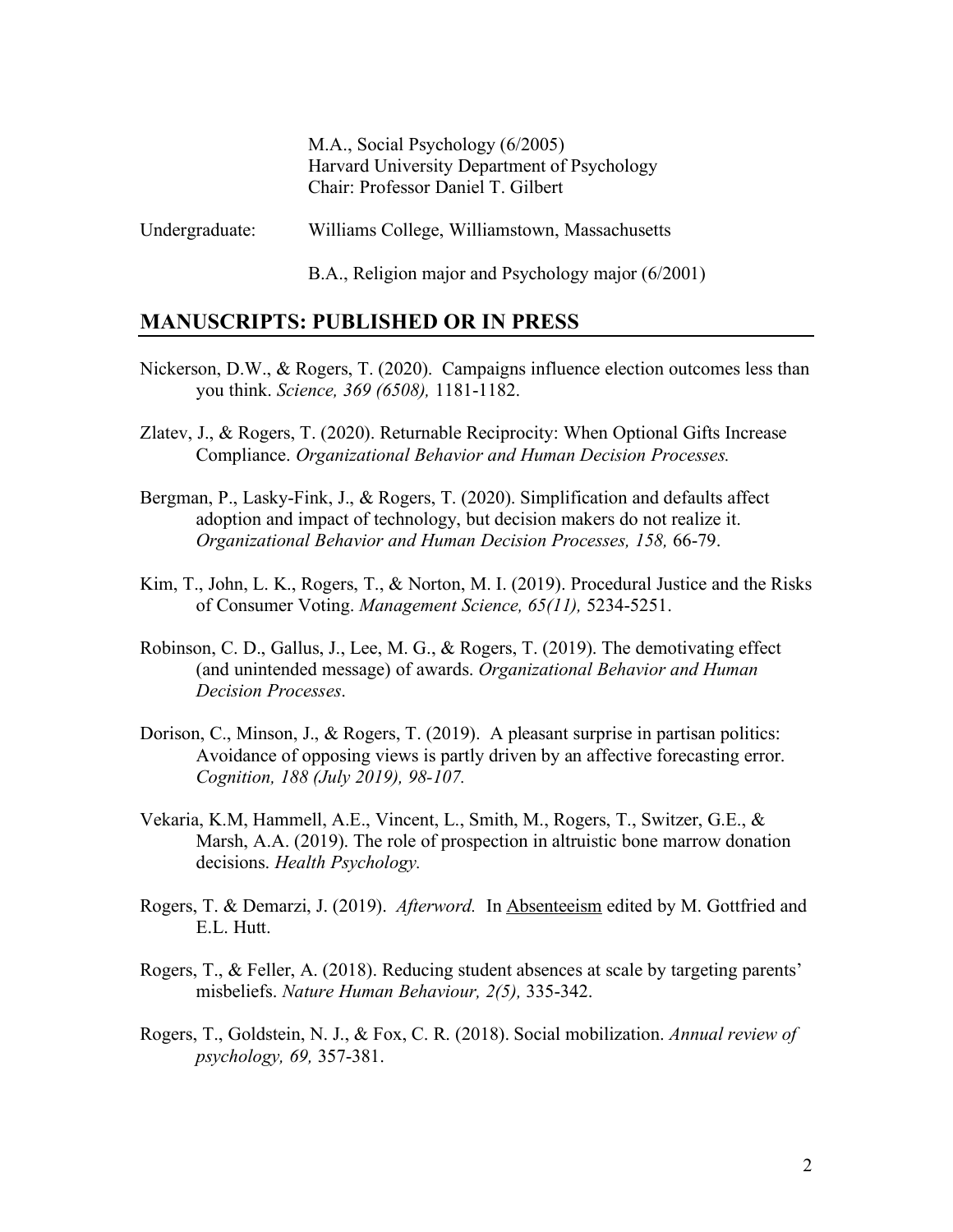M.A., Social Psychology (6/2005)
Harvard University Department of Psychology
Chair: Professor Daniel T. Gilbert

Undergraduate: Williams College, Williamstown, Massachusetts

B.A., Religion major and Psychology major (6/2001)

## MANUSCRIPTS: PUBLISHED OR IN PRESS

Nickerson, D.W., & Rogers, T. (2020). Campaigns influence election outcomes less than you think. *Science, 369 (6508),* 1181-1182.

Zlatev, J., & Rogers, T. (2020). Returnable Reciprocity: When Optional Gifts Increase Compliance. *Organizational Behavior and Human Decision Processes.*

Bergman, P., Lasky-Fink, J., & Rogers, T. (2020). Simplification and defaults affect adoption and impact of technology, but decision makers do not realize it. *Organizational Behavior and Human Decision Processes, 158,* 66-79.

Kim, T., John, L. K., Rogers, T., & Norton, M. I. (2019). Procedural Justice and the Risks of Consumer Voting. *Management Science, 65(11),* 5234-5251.

Robinson, C. D., Gallus, J., Lee, M. G., & Rogers, T. (2019). The demotivating effect (and unintended message) of awards. *Organizational Behavior and Human Decision Processes*.

Dorison, C., Minson, J., & Rogers, T. (2019). A pleasant surprise in partisan politics: Avoidance of opposing views is partly driven by an affective forecasting error. *Cognition, 188 (July 2019), 98-107.*

Vekaria, K.M, Hammell, A.E., Vincent, L., Smith, M., Rogers, T., Switzer, G.E., & Marsh, A.A. (2019). The role of prospection in altruistic bone marrow donation decisions. *Health Psychology.*

Rogers, T. & Demarzi, J. (2019). *Afterword.* In Absenteeism edited by M. Gottfried and E.L. Hutt.

Rogers, T., & Feller, A. (2018). Reducing student absences at scale by targeting parents' misbeliefs. *Nature Human Behaviour, 2(5),* 335-342.

Rogers, T., Goldstein, N. J., & Fox, C. R. (2018). Social mobilization. *Annual review of psychology, 69,* 357-381.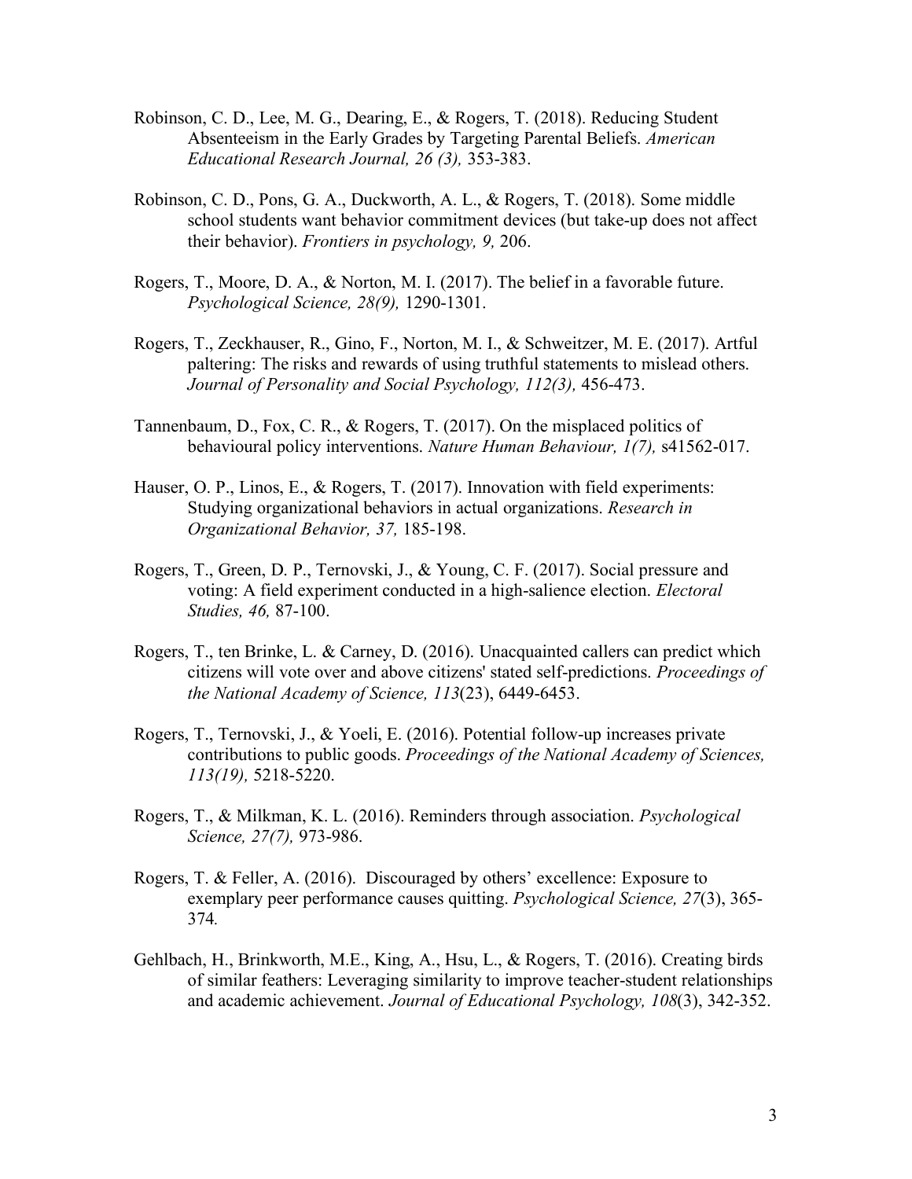Robinson, C. D., Lee, M. G., Dearing, E., & Rogers, T. (2018). Reducing Student Absenteeism in the Early Grades by Targeting Parental Beliefs. *American Educational Research Journal, 26 (3),* 353-383.

Robinson, C. D., Pons, G. A., Duckworth, A. L., & Rogers, T. (2018). Some middle school students want behavior commitment devices (but take-up does not affect their behavior). *Frontiers in psychology, 9,* 206.

Rogers, T., Moore, D. A., & Norton, M. I. (2017). The belief in a favorable future. *Psychological Science, 28(9),* 1290-1301.

Rogers, T., Zeckhauser, R., Gino, F., Norton, M. I., & Schweitzer, M. E. (2017). Artful paltering: The risks and rewards of using truthful statements to mislead others. *Journal of Personality and Social Psychology, 112(3),* 456-473.

Tannenbaum, D., Fox, C. R., & Rogers, T. (2017). On the misplaced politics of behavioural policy interventions. *Nature Human Behaviour, 1(7),* s41562-017.

Hauser, O. P., Linos, E., & Rogers, T. (2017). Innovation with field experiments: Studying organizational behaviors in actual organizations. *Research in Organizational Behavior, 37,* 185-198.

Rogers, T., Green, D. P., Ternovski, J., & Young, C. F. (2017). Social pressure and voting: A field experiment conducted in a high-salience election. *Electoral Studies, 46,* 87-100.

Rogers, T., ten Brinke, L. & Carney, D. (2016). Unacquainted callers can predict which citizens will vote over and above citizens' stated self-predictions. *Proceedings of the National Academy of Science, 113*(23), 6449-6453.

Rogers, T., Ternovski, J., & Yoeli, E. (2016). Potential follow-up increases private contributions to public goods. *Proceedings of the National Academy of Sciences, 113(19),* 5218-5220.

Rogers, T., & Milkman, K. L. (2016). Reminders through association. *Psychological Science, 27(7),* 973-986.

Rogers, T. & Feller, A. (2016). Discouraged by others' excellence: Exposure to exemplary peer performance causes quitting. *Psychological Science, 27*(3), 365-374.

Gehlbach, H., Brinkworth, M.E., King, A., Hsu, L., & Rogers, T. (2016). Creating birds of similar feathers: Leveraging similarity to improve teacher-student relationships and academic achievement. *Journal of Educational Psychology, 108*(3), 342-352.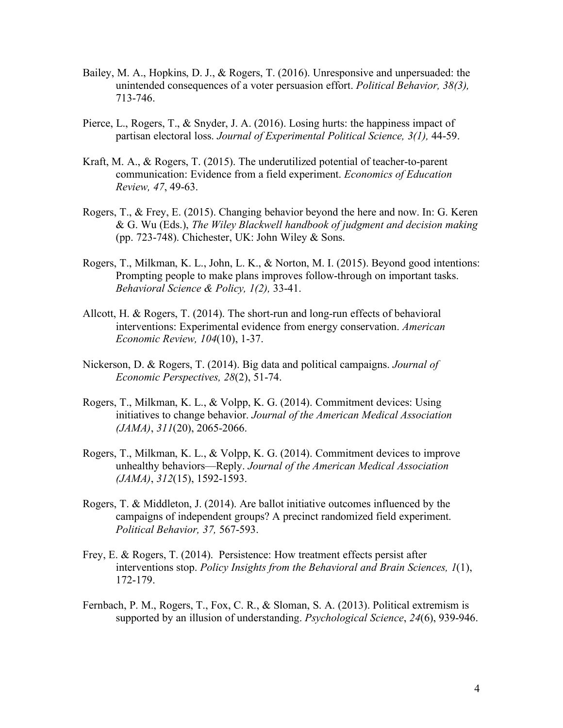Bailey, M. A., Hopkins, D. J., & Rogers, T. (2016). Unresponsive and unpersuaded: the unintended consequences of a voter persuasion effort. *Political Behavior, 38(3),* 713-746.

Pierce, L., Rogers, T., & Snyder, J. A. (2016). Losing hurts: the happiness impact of partisan electoral loss. *Journal of Experimental Political Science, 3(1),* 44-59.

Kraft, M. A., & Rogers, T. (2015). The underutilized potential of teacher-to-parent communication: Evidence from a field experiment. *Economics of Education Review, 47*, 49-63.

Rogers, T., & Frey, E. (2015). Changing behavior beyond the here and now. In: G. Keren & G. Wu (Eds.), *The Wiley Blackwell handbook of judgment and decision making* (pp. 723-748). Chichester, UK: John Wiley & Sons.

Rogers, T., Milkman, K. L., John, L. K., & Norton, M. I. (2015). Beyond good intentions: Prompting people to make plans improves follow-through on important tasks. *Behavioral Science & Policy, 1(2),* 33-41.

Allcott, H. & Rogers, T. (2014). The short-run and long-run effects of behavioral interventions: Experimental evidence from energy conservation. *American Economic Review, 104*(10), 1-37.

Nickerson, D. & Rogers, T. (2014). Big data and political campaigns. *Journal of Economic Perspectives, 28*(2), 51-74.

Rogers, T., Milkman, K. L., & Volpp, K. G. (2014). Commitment devices: Using initiatives to change behavior. *Journal of the American Medical Association (JAMA)*, *311*(20), 2065-2066.

Rogers, T., Milkman, K. L., & Volpp, K. G. (2014). Commitment devices to improve unhealthy behaviors—Reply. *Journal of the American Medical Association (JAMA)*, *312*(15), 1592-1593.

Rogers, T. & Middleton, J. (2014). Are ballot initiative outcomes influenced by the campaigns of independent groups? A precinct randomized field experiment. *Political Behavior, 37,* 567-593.

Frey, E. & Rogers, T. (2014). Persistence: How treatment effects persist after interventions stop. *Policy Insights from the Behavioral and Brain Sciences, 1*(1), 172-179.

Fernbach, P. M., Rogers, T., Fox, C. R., & Sloman, S. A. (2013). Political extremism is supported by an illusion of understanding. *Psychological Science*, *24*(6), 939-946.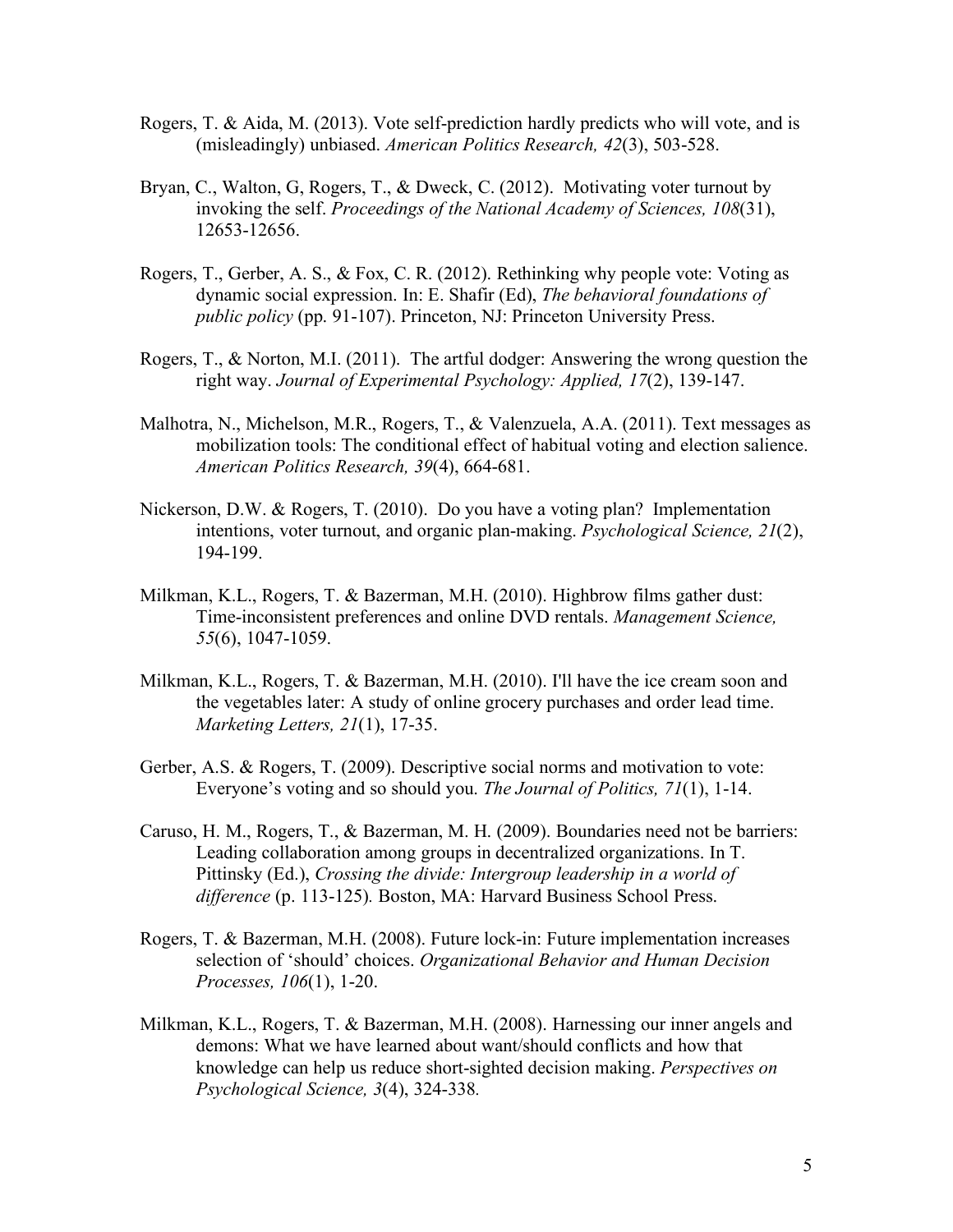Rogers, T. & Aida, M. (2013). Vote self-prediction hardly predicts who will vote, and is (misleadingly) unbiased. *American Politics Research, 42*(3), 503-528.

Bryan, C., Walton, G, Rogers, T., & Dweck, C. (2012). Motivating voter turnout by invoking the self. *Proceedings of the National Academy of Sciences, 108*(31), 12653-12656.

Rogers, T., Gerber, A. S., & Fox, C. R. (2012). Rethinking why people vote: Voting as dynamic social expression. In: E. Shafir (Ed), *The behavioral foundations of public policy* (pp. 91-107). Princeton, NJ: Princeton University Press.

Rogers, T., & Norton, M.I. (2011). The artful dodger: Answering the wrong question the right way. *Journal of Experimental Psychology: Applied, 17*(2), 139-147.

Malhotra, N., Michelson, M.R., Rogers, T., & Valenzuela, A.A. (2011). Text messages as mobilization tools: The conditional effect of habitual voting and election salience. *American Politics Research, 39*(4), 664-681.

Nickerson, D.W. & Rogers, T. (2010). Do you have a voting plan? Implementation intentions, voter turnout, and organic plan-making. *Psychological Science, 21*(2), 194-199.

Milkman, K.L., Rogers, T. & Bazerman, M.H. (2010). Highbrow films gather dust: Time-inconsistent preferences and online DVD rentals. *Management Science, 55*(6), 1047-1059.

Milkman, K.L., Rogers, T. & Bazerman, M.H. (2010). I'll have the ice cream soon and the vegetables later: A study of online grocery purchases and order lead time. *Marketing Letters, 21*(1), 17-35.

Gerber, A.S. & Rogers, T. (2009). Descriptive social norms and motivation to vote: Everyone's voting and so should you. *The Journal of Politics, 71*(1), 1-14.

Caruso, H. M., Rogers, T., & Bazerman, M. H. (2009). Boundaries need not be barriers: Leading collaboration among groups in decentralized organizations. In T. Pittinsky (Ed.), *Crossing the divide: Intergroup leadership in a world of difference* (p. 113-125). Boston, MA: Harvard Business School Press.

Rogers, T. & Bazerman, M.H. (2008). Future lock-in: Future implementation increases selection of 'should' choices. *Organizational Behavior and Human Decision Processes, 106*(1), 1-20.

Milkman, K.L., Rogers, T. & Bazerman, M.H. (2008). Harnessing our inner angels and demons: What we have learned about want/should conflicts and how that knowledge can help us reduce short-sighted decision making. *Perspectives on Psychological Science, 3*(4), 324-338.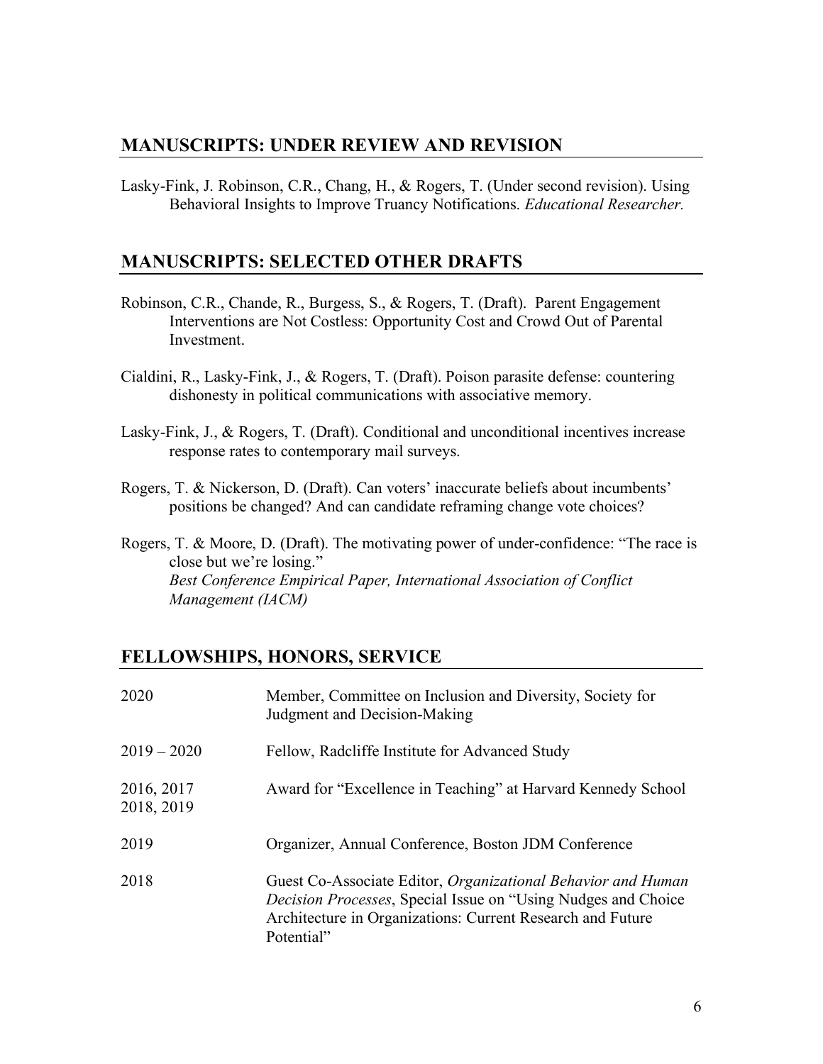## MANUSCRIPTS: UNDER REVIEW AND REVISION

Lasky-Fink, J. Robinson, C.R., Chang, H., & Rogers, T. (Under second revision). Using Behavioral Insights to Improve Truancy Notifications. *Educational Researcher.*

## MANUSCRIPTS: SELECTED OTHER DRAFTS

Robinson, C.R., Chande, R., Burgess, S., & Rogers, T. (Draft). Parent Engagement Interventions are Not Costless: Opportunity Cost and Crowd Out of Parental Investment.

Cialdini, R., Lasky-Fink, J., & Rogers, T. (Draft). Poison parasite defense: countering dishonesty in political communications with associative memory.

Lasky-Fink, J., & Rogers, T. (Draft). Conditional and unconditional incentives increase response rates to contemporary mail surveys.

Rogers, T. & Nickerson, D. (Draft). Can voters' inaccurate beliefs about incumbents' positions be changed? And can candidate reframing change vote choices?

Rogers, T. & Moore, D. (Draft). The motivating power of under-confidence: "The race is close but we're losing."
*Best Conference Empirical Paper, International Association of Conflict Management (IACM)*

## FELLOWSHIPS, HONORS, SERVICE

| | |
|---|---|
| 2020 | Member, Committee on Inclusion and Diversity, Society for Judgment and Decision-Making |
| 2019 – 2020 | Fellow, Radcliffe Institute for Advanced Study |
| 2016, 2017 2018, 2019 | Award for "Excellence in Teaching" at Harvard Kennedy School |
| 2019 | Organizer, Annual Conference, Boston JDM Conference |
| 2018 | Guest Co-Associate Editor, *Organizational Behavior and Human Decision Processes*, Special Issue on "Using Nudges and Choice Architecture in Organizations: Current Research and Future Potential" |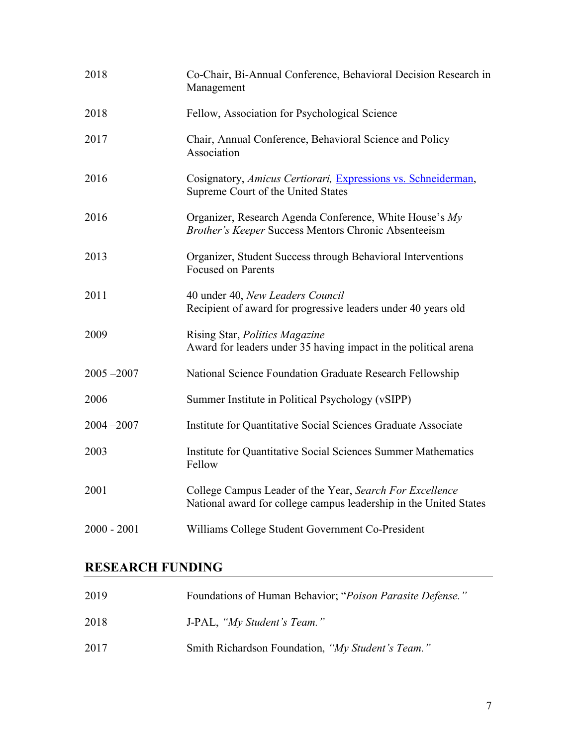| | |
|---|---|
| 2018 | Co-Chair, Bi-Annual Conference, Behavioral Decision Research in Management |
| 2018 | Fellow, Association for Psychological Science |
| 2017 | Chair, Annual Conference, Behavioral Science and Policy Association |
| 2016 | Cosignatory, *Amicus Certiorari,* [Expressions vs. Schneiderman](), Supreme Court of the United States |
| 2016 | Organizer, Research Agenda Conference, White House's *My Brother's Keeper* Success Mentors Chronic Absenteeism |
| 2013 | Organizer, Student Success through Behavioral Interventions Focused on Parents |
| 2011 | 40 under 40, *New Leaders Council*<br>Recipient of award for progressive leaders under 40 years old |
| 2009 | Rising Star, *Politics Magazine*<br>Award for leaders under 35 having impact in the political arena |
| 2005 –2007 | National Science Foundation Graduate Research Fellowship |
| 2006 | Summer Institute in Political Psychology (vSIPP) |
| 2004 –2007 | Institute for Quantitative Social Sciences Graduate Associate |
| 2003 | Institute for Quantitative Social Sciences Summer Mathematics Fellow |
| 2001 | College Campus Leader of the Year, *Search For Excellence*<br>National award for college campus leadership in the United States |
| 2000 - 2001 | Williams College Student Government Co-President |

## RESEARCH FUNDING

| | |
|---|---|
| 2019 | Foundations of Human Behavior; "*Poison Parasite Defense.*" |
| 2018 | J-PAL, *"My Student's Team."* |
| 2017 | Smith Richardson Foundation, *"My Student's Team."* |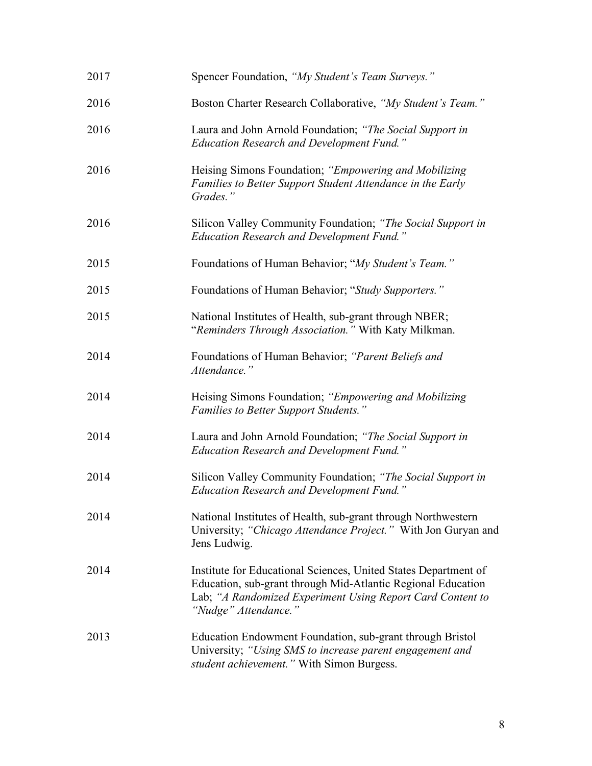2017 Spencer Foundation, *"My Student's Team Surveys."*

2016 Boston Charter Research Collaborative, *"My Student's Team."*

2016 Laura and John Arnold Foundation; *"The Social Support in Education Research and Development Fund."*

2016 Heising Simons Foundation; *"Empowering and Mobilizing Families to Better Support Student Attendance in the Early Grades."*

2016 Silicon Valley Community Foundation; *"The Social Support in Education Research and Development Fund."*

2015 Foundations of Human Behavior; "*My Student's Team.*"

2015 Foundations of Human Behavior; "*Study Supporters.*"

2015 National Institutes of Health, sub-grant through NBER; "*Reminders Through Association.*" With Katy Milkman.

2014 Foundations of Human Behavior; *"Parent Beliefs and Attendance."*

2014 Heising Simons Foundation; *"Empowering and Mobilizing Families to Better Support Students."*

2014 Laura and John Arnold Foundation; *"The Social Support in Education Research and Development Fund."*

2014 Silicon Valley Community Foundation; *"The Social Support in Education Research and Development Fund."*

2014 National Institutes of Health, sub-grant through Northwestern University; *"Chicago Attendance Project."* With Jon Guryan and Jens Ludwig.

2014 Institute for Educational Sciences, United States Department of Education, sub-grant through Mid-Atlantic Regional Education Lab; *"A Randomized Experiment Using Report Card Content to "Nudge" Attendance."*

2013 Education Endowment Foundation, sub-grant through Bristol University; *"Using SMS to increase parent engagement and student achievement."* With Simon Burgess.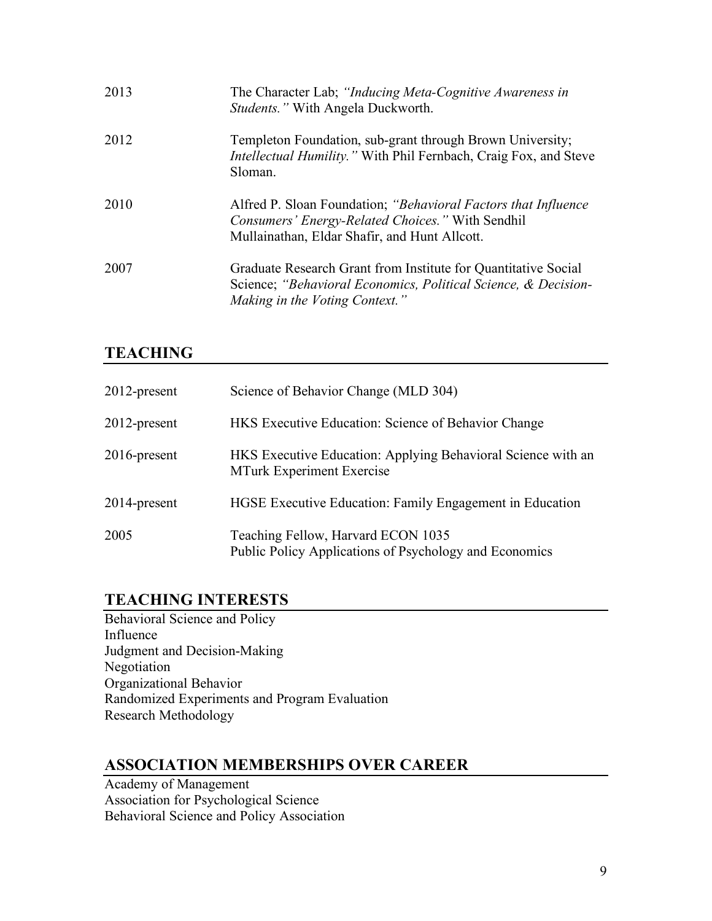| | |
|---|---|
| 2013 | The Character Lab; *"Inducing Meta-Cognitive Awareness in Students."* With Angela Duckworth. |
| 2012 | Templeton Foundation, sub-grant through Brown University; *Intellectual Humility."* With Phil Fernbach, Craig Fox, and Steve Sloman. |
| 2010 | Alfred P. Sloan Foundation; *"Behavioral Factors that Influence Consumers' Energy-Related Choices."* With Sendhil Mullainathan, Eldar Shafir, and Hunt Allcott. |
| 2007 | Graduate Research Grant from Institute for Quantitative Social Science; *"Behavioral Economics, Political Science, & Decision-Making in the Voting Context."* |

## TEACHING

| | |
|---|---|
| 2012-present | Science of Behavior Change (MLD 304) |
| 2012-present | HKS Executive Education: Science of Behavior Change |
| 2016-present | HKS Executive Education: Applying Behavioral Science with an MTurk Experiment Exercise |
| 2014-present | HGSE Executive Education: Family Engagement in Education |
| 2005 | Teaching Fellow, Harvard ECON 1035<br>Public Policy Applications of Psychology and Economics |

## TEACHING INTERESTS

Behavioral Science and Policy
Influence
Judgment and Decision-Making
Negotiation
Organizational Behavior
Randomized Experiments and Program Evaluation
Research Methodology

## ASSOCIATION MEMBERSHIPS OVER CAREER

Academy of Management
Association for Psychological Science
Behavioral Science and Policy Association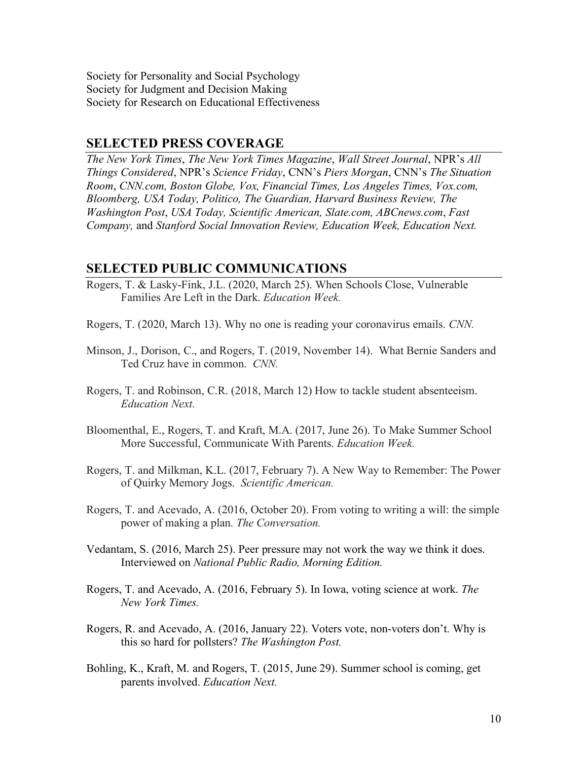Society for Personality and Social Psychology
Society for Judgment and Decision Making
Society for Research on Educational Effectiveness

## SELECTED PRESS COVERAGE

*The New York Times*, *The New York Times Magazine*, *Wall Street Journal*, NPR's *All Things Considered*, NPR's *Science Friday*, CNN's *Piers Morgan*, CNN's *The Situation Room*, *CNN.com, Boston Globe, Vox, Financial Times, Los Angeles Times, Vox.com, Bloomberg, USA Today, Politico, The Guardian, Harvard Business Review, The Washington Post*, *USA Today, Scientific American, Slate.com, ABCnews.com*, *Fast Company,* and *Stanford Social Innovation Review, Education Week, Education Next.*

## SELECTED PUBLIC COMMUNICATIONS

Rogers, T. & Lasky-Fink, J.L. (2020, March 25). When Schools Close, Vulnerable Families Are Left in the Dark. *Education Week.*

Rogers, T. (2020, March 13). Why no one is reading your coronavirus emails. *CNN.*

Minson, J., Dorison, C., and Rogers, T. (2019, November 14). What Bernie Sanders and Ted Cruz have in common. *CNN.*

Rogers, T. and Robinson, C.R. (2018, March 12) How to tackle student absenteeism. *Education Next.*

Bloomenthal, E., Rogers, T. and Kraft, M.A. (2017, June 26). To Make Summer School More Successful, Communicate With Parents. *Education Week.*

Rogers, T. and Milkman, K.L. (2017, February 7). A New Way to Remember: The Power of Quirky Memory Jogs. *Scientific American.*

Rogers, T. and Acevado, A. (2016, October 20). From voting to writing a will: the simple power of making a plan. *The Conversation.*

Vedantam, S. (2016, March 25). Peer pressure may not work the way we think it does. Interviewed on *National Public Radio, Morning Edition.*

Rogers, T. and Acevado, A. (2016, February 5). In Iowa, voting science at work. *The New York Times.*

Rogers, R. and Acevado, A. (2016, January 22). Voters vote, non-voters don't. Why is this so hard for pollsters? *The Washington Post.*

Bohling, K., Kraft, M. and Rogers, T. (2015, June 29). Summer school is coming, get parents involved. *Education Next.*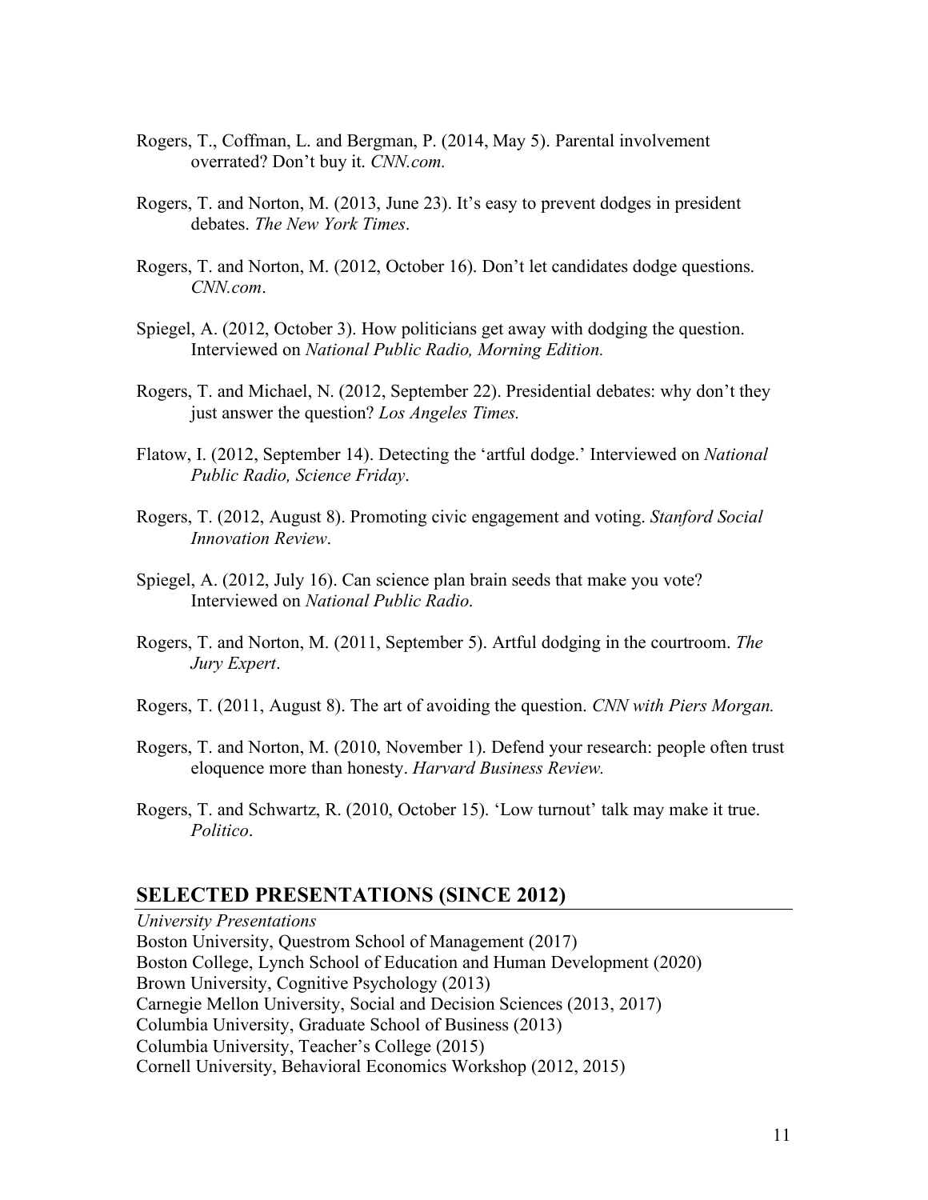Rogers, T., Coffman, L. and Bergman, P. (2014, May 5). Parental involvement overrated? Don't buy it. *CNN.com.*

Rogers, T. and Norton, M. (2013, June 23). It's easy to prevent dodges in president debates. *The New York Times*.

Rogers, T. and Norton, M. (2012, October 16). Don't let candidates dodge questions. *CNN.com*.

Spiegel, A. (2012, October 3). How politicians get away with dodging the question. Interviewed on *National Public Radio, Morning Edition.*

Rogers, T. and Michael, N. (2012, September 22). Presidential debates: why don't they just answer the question? *Los Angeles Times.*

Flatow, I. (2012, September 14). Detecting the 'artful dodge.' Interviewed on *National Public Radio, Science Friday*.

Rogers, T. (2012, August 8). Promoting civic engagement and voting. *Stanford Social Innovation Review*.

Spiegel, A. (2012, July 16). Can science plan brain seeds that make you vote? Interviewed on *National Public Radio*.

Rogers, T. and Norton, M. (2011, September 5). Artful dodging in the courtroom. *The Jury Expert*.

Rogers, T. (2011, August 8). The art of avoiding the question. *CNN with Piers Morgan.*

Rogers, T. and Norton, M. (2010, November 1). Defend your research: people often trust eloquence more than honesty. *Harvard Business Review.*

Rogers, T. and Schwartz, R. (2010, October 15). 'Low turnout' talk may make it true. *Politico*.

## SELECTED PRESENTATIONS (SINCE 2012)

*University Presentations*
Boston University, Questrom School of Management (2017)
Boston College, Lynch School of Education and Human Development (2020)
Brown University, Cognitive Psychology (2013)
Carnegie Mellon University, Social and Decision Sciences (2013, 2017)
Columbia University, Graduate School of Business (2013)
Columbia University, Teacher's College (2015)
Cornell University, Behavioral Economics Workshop (2012, 2015)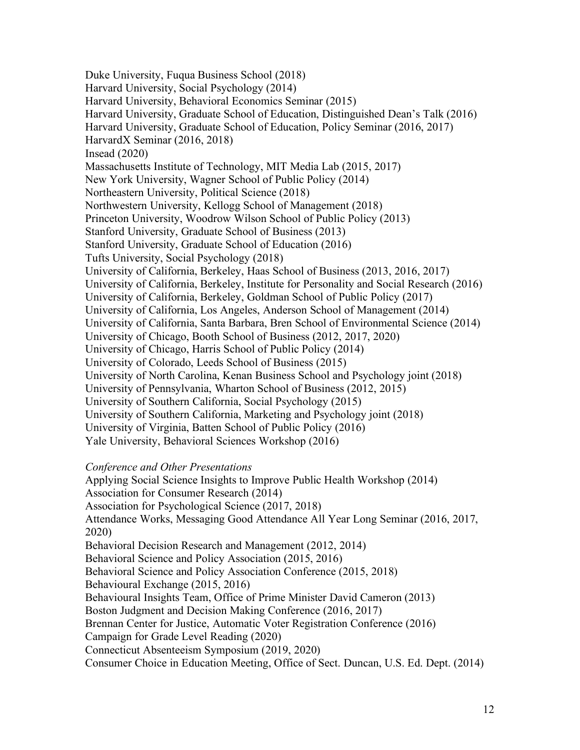Duke University, Fuqua Business School (2018)
Harvard University, Social Psychology (2014)
Harvard University, Behavioral Economics Seminar (2015)
Harvard University, Graduate School of Education, Distinguished Dean's Talk (2016)
Harvard University, Graduate School of Education, Policy Seminar (2016, 2017)
HarvardX Seminar (2016, 2018)
Insead (2020)
Massachusetts Institute of Technology, MIT Media Lab (2015, 2017)
New York University, Wagner School of Public Policy (2014)
Northeastern University, Political Science (2018)
Northwestern University, Kellogg School of Management (2018)
Princeton University, Woodrow Wilson School of Public Policy (2013)
Stanford University, Graduate School of Business (2013)
Stanford University, Graduate School of Education (2016)
Tufts University, Social Psychology (2018)
University of California, Berkeley, Haas School of Business (2013, 2016, 2017)
University of California, Berkeley, Institute for Personality and Social Research (2016)
University of California, Berkeley, Goldman School of Public Policy (2017)
University of California, Los Angeles, Anderson School of Management (2014)
University of California, Santa Barbara, Bren School of Environmental Science (2014)
University of Chicago, Booth School of Business (2012, 2017, 2020)
University of Chicago, Harris School of Public Policy (2014)
University of Colorado, Leeds School of Business (2015)
University of North Carolina, Kenan Business School and Psychology joint (2018)
University of Pennsylvania, Wharton School of Business (2012, 2015)
University of Southern California, Social Psychology (2015)
University of Southern California, Marketing and Psychology joint (2018)
University of Virginia, Batten School of Public Policy (2016)
Yale University, Behavioral Sciences Workshop (2016)

*Conference and Other Presentations*

Applying Social Science Insights to Improve Public Health Workshop (2014)
Association for Consumer Research (2014)
Association for Psychological Science (2017, 2018)
Attendance Works, Messaging Good Attendance All Year Long Seminar (2016, 2017, 2020)
Behavioral Decision Research and Management (2012, 2014)
Behavioral Science and Policy Association (2015, 2016)
Behavioral Science and Policy Association Conference (2015, 2018)
Behavioural Exchange (2015, 2016)
Behavioural Insights Team, Office of Prime Minister David Cameron (2013)
Boston Judgment and Decision Making Conference (2016, 2017)
Brennan Center for Justice, Automatic Voter Registration Conference (2016)
Campaign for Grade Level Reading (2020)
Connecticut Absenteeism Symposium (2019, 2020)
Consumer Choice in Education Meeting, Office of Sect. Duncan, U.S. Ed. Dept. (2014)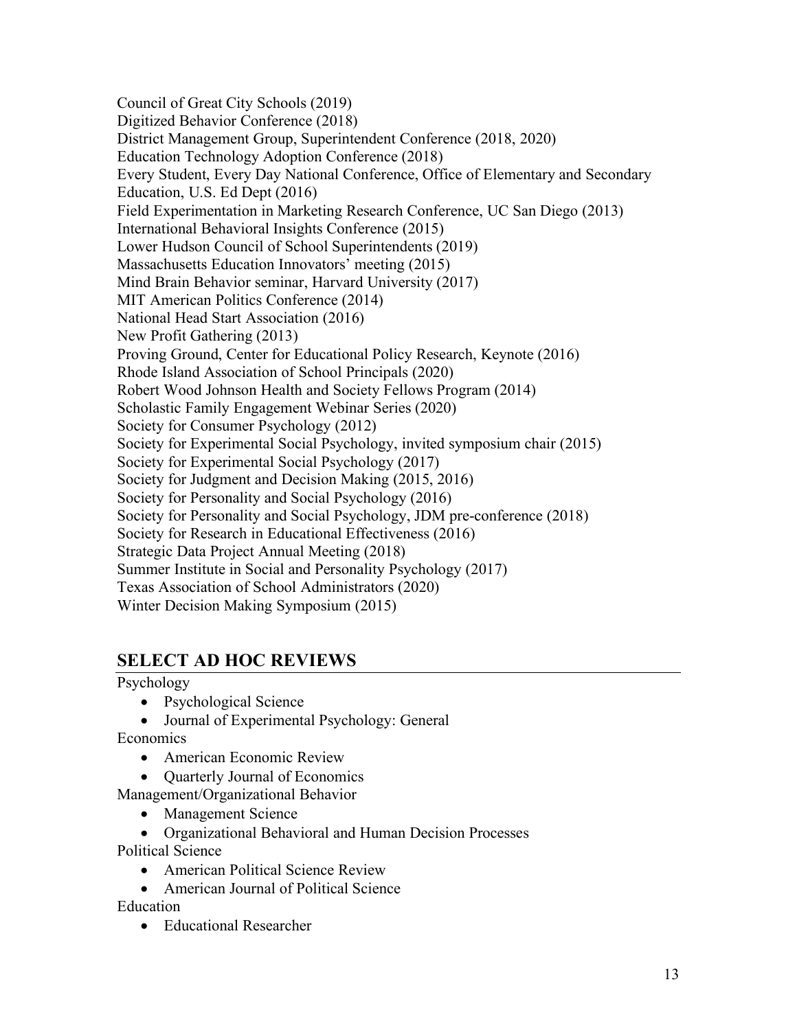Council of Great City Schools (2019)
Digitized Behavior Conference (2018)
District Management Group, Superintendent Conference (2018, 2020)
Education Technology Adoption Conference (2018)
Every Student, Every Day National Conference, Office of Elementary and Secondary Education, U.S. Ed Dept (2016)
Field Experimentation in Marketing Research Conference, UC San Diego (2013)
International Behavioral Insights Conference (2015)
Lower Hudson Council of School Superintendents (2019)
Massachusetts Education Innovators' meeting (2015)
Mind Brain Behavior seminar, Harvard University (2017)
MIT American Politics Conference (2014)
National Head Start Association (2016)
New Profit Gathering (2013)
Proving Ground, Center for Educational Policy Research, Keynote (2016)
Rhode Island Association of School Principals (2020)
Robert Wood Johnson Health and Society Fellows Program (2014)
Scholastic Family Engagement Webinar Series (2020)
Society for Consumer Psychology (2012)
Society for Experimental Social Psychology, invited symposium chair (2015)
Society for Experimental Social Psychology (2017)
Society for Judgment and Decision Making (2015, 2016)
Society for Personality and Social Psychology (2016)
Society for Personality and Social Psychology, JDM pre-conference (2018)
Society for Research in Educational Effectiveness (2016)
Strategic Data Project Annual Meeting (2018)
Summer Institute in Social and Personality Psychology (2017)
Texas Association of School Administrators (2020)
Winter Decision Making Symposium (2015)

## SELECT AD HOC REVIEWS

Psychology

- Psychological Science
- Journal of Experimental Psychology: General

Economics

- American Economic Review
- Quarterly Journal of Economics

Management/Organizational Behavior

- Management Science
- Organizational Behavioral and Human Decision Processes

Political Science

- American Political Science Review
- American Journal of Political Science

Education

- Educational Researcher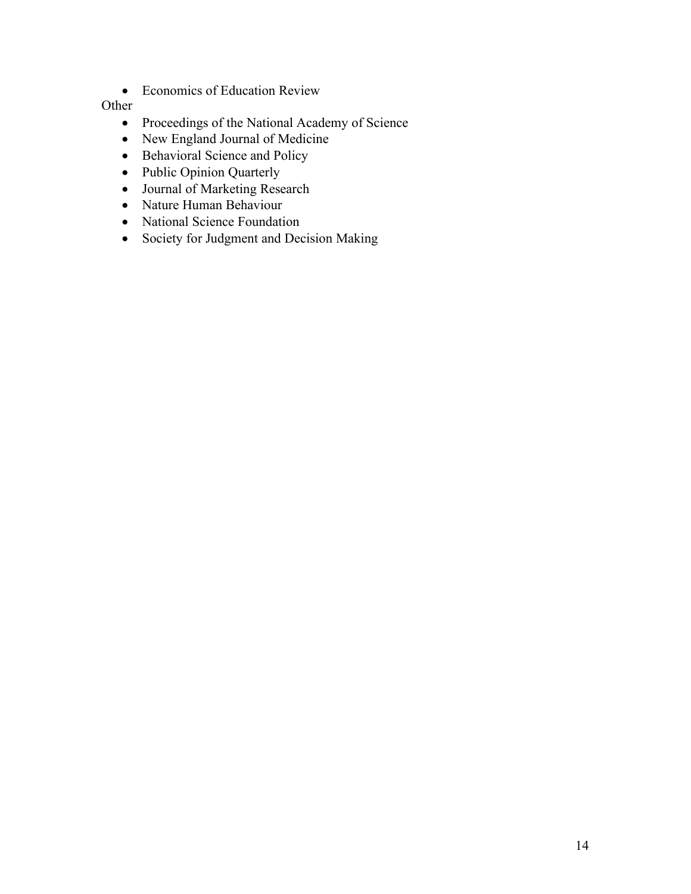- Economics of Education Review

Other

- Proceedings of the National Academy of Science
- New England Journal of Medicine
- Behavioral Science and Policy
- Public Opinion Quarterly
- Journal of Marketing Research
- Nature Human Behaviour
- National Science Foundation
- Society for Judgment and Decision Making